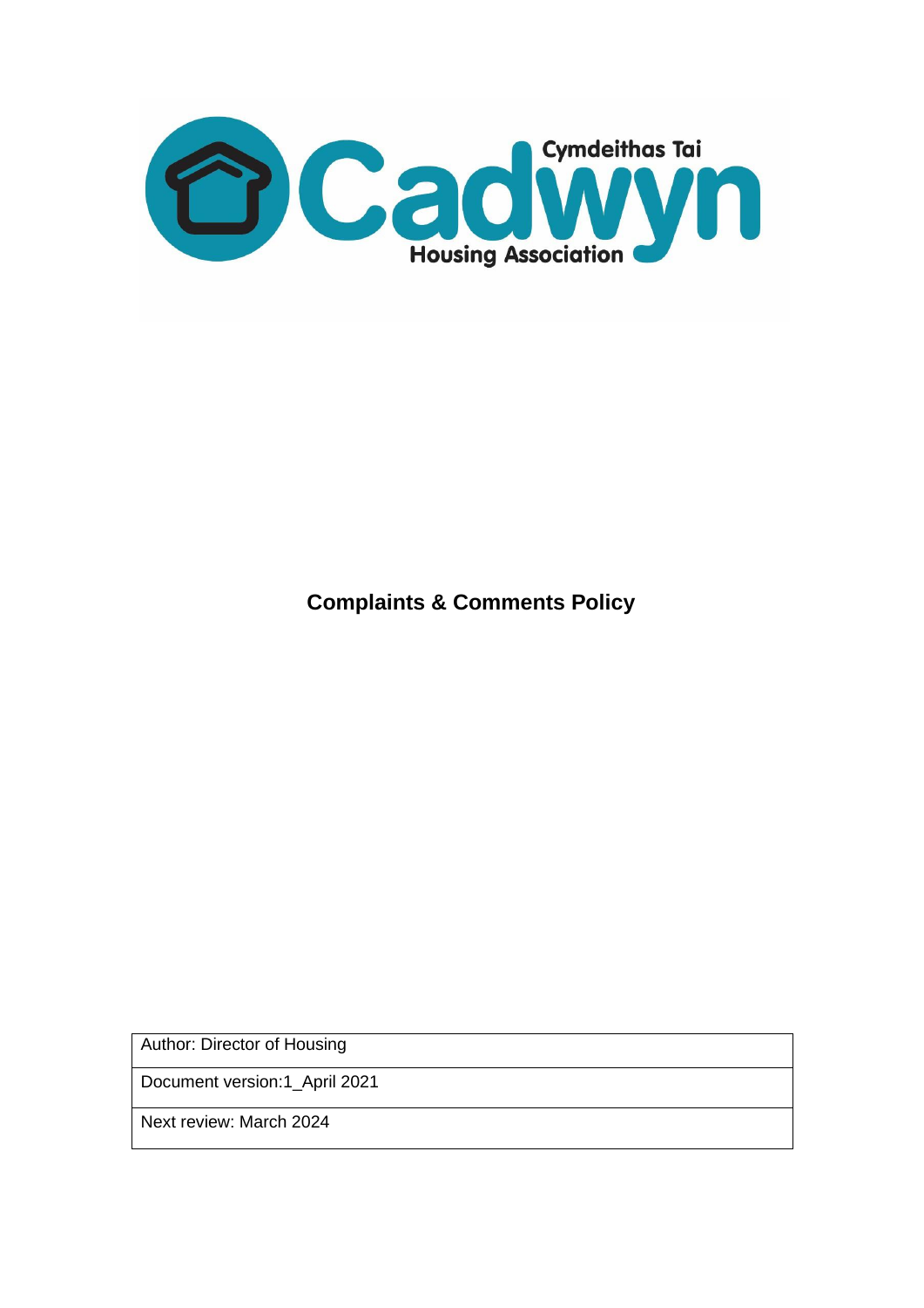Cymdeithas Tai

Cadwyn

Housing Association

# Complaints & Comments Policy

| Author: Director of Housing |
| --- |
| Document version:1_April 2021 |
| Next review: March 2024 |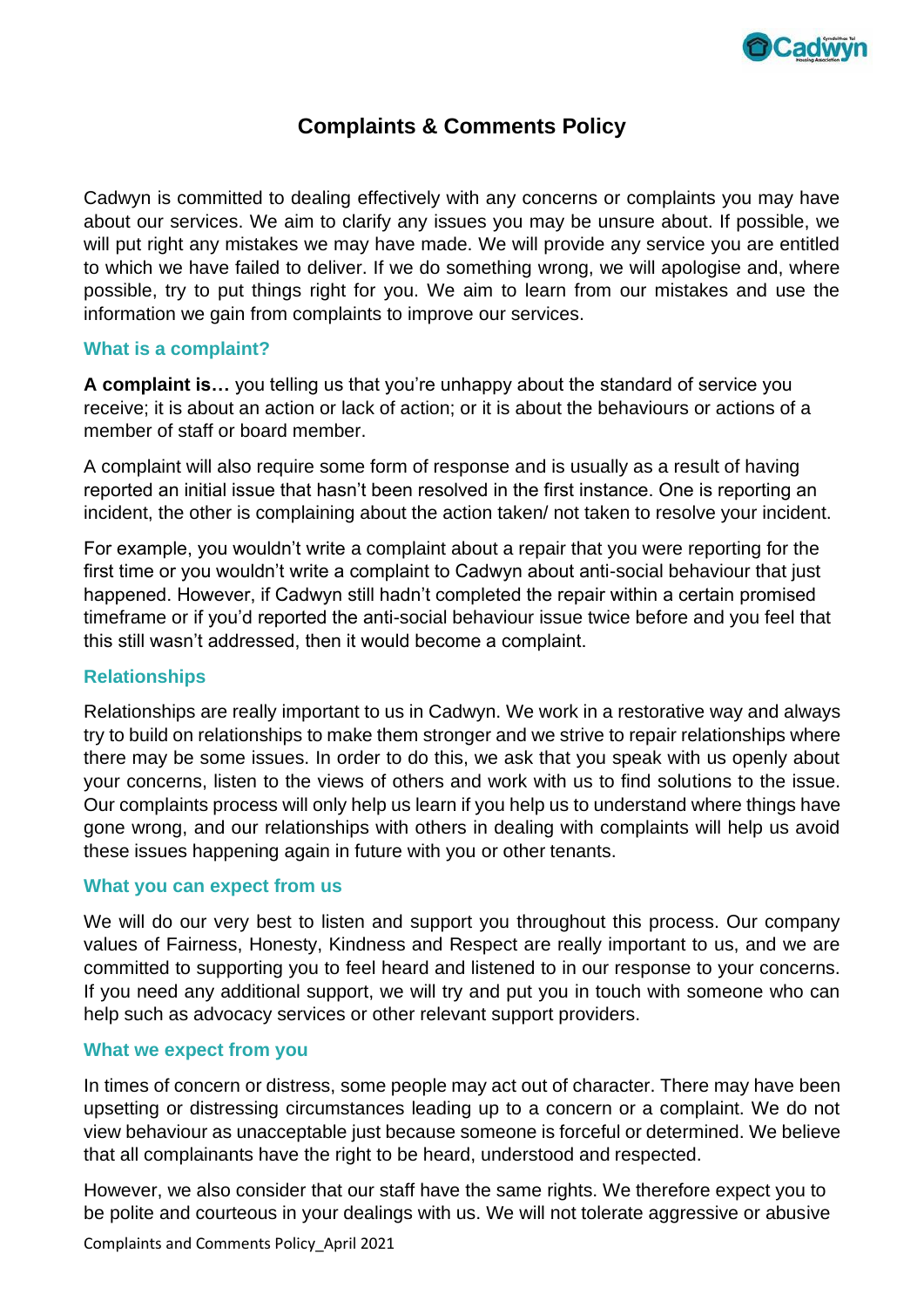# Complaints & Comments Policy

Cadwyn is committed to dealing effectively with any concerns or complaints you may have about our services. We aim to clarify any issues you may be unsure about. If possible, we will put right any mistakes we may have made. We will provide any service you are entitled to which we have failed to deliver. If we do something wrong, we will apologise and, where possible, try to put things right for you. We aim to learn from our mistakes and use the information we gain from complaints to improve our services.

## What is a complaint?

**A complaint is…** you telling us that you're unhappy about the standard of service you receive; it is about an action or lack of action; or it is about the behaviours or actions of a member of staff or board member.

A complaint will also require some form of response and is usually as a result of having reported an initial issue that hasn't been resolved in the first instance. One is reporting an incident, the other is complaining about the action taken/ not taken to resolve your incident.

For example, you wouldn't write a complaint about a repair that you were reporting for the first time or you wouldn't write a complaint to Cadwyn about anti-social behaviour that just happened. However, if Cadwyn still hadn't completed the repair within a certain promised timeframe or if you'd reported the anti-social behaviour issue twice before and you feel that this still wasn't addressed, then it would become a complaint.

## Relationships

Relationships are really important to us in Cadwyn. We work in a restorative way and always try to build on relationships to make them stronger and we strive to repair relationships where there may be some issues. In order to do this, we ask that you speak with us openly about your concerns, listen to the views of others and work with us to find solutions to the issue. Our complaints process will only help us learn if you help us to understand where things have gone wrong, and our relationships with others in dealing with complaints will help us avoid these issues happening again in future with you or other tenants.

## What you can expect from us

We will do our very best to listen and support you throughout this process. Our company values of Fairness, Honesty, Kindness and Respect are really important to us, and we are committed to supporting you to feel heard and listened to in our response to your concerns. If you need any additional support, we will try and put you in touch with someone who can help such as advocacy services or other relevant support providers.

## What we expect from you

In times of concern or distress, some people may act out of character. There may have been upsetting or distressing circumstances leading up to a concern or a complaint. We do not view behaviour as unacceptable just because someone is forceful or determined. We believe that all complainants have the right to be heard, understood and respected.

However, we also consider that our staff have the same rights. We therefore expect you to be polite and courteous in your dealings with us. We will not tolerate aggressive or abusive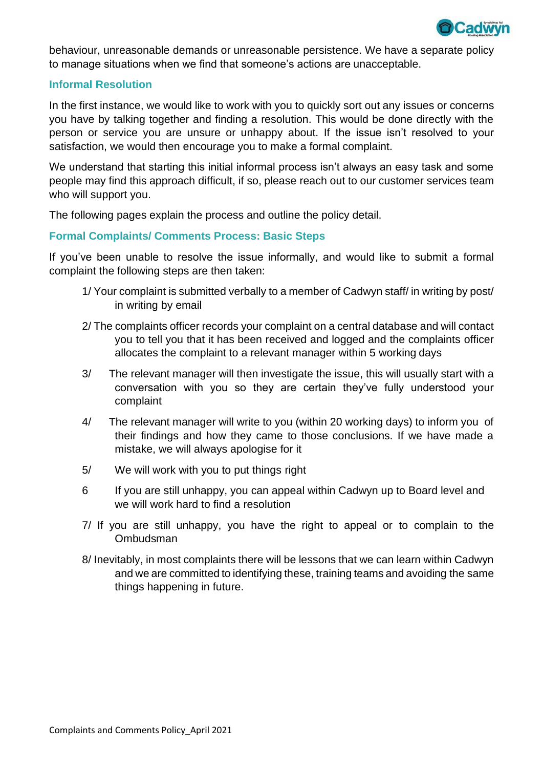behaviour, unreasonable demands or unreasonable persistence. We have a separate policy to manage situations when we find that someone's actions are unacceptable.

### Informal Resolution

In the first instance, we would like to work with you to quickly sort out any issues or concerns you have by talking together and finding a resolution. This would be done directly with the person or service you are unsure or unhappy about. If the issue isn't resolved to your satisfaction, we would then encourage you to make a formal complaint.

We understand that starting this initial informal process isn't always an easy task and some people may find this approach difficult, if so, please reach out to our customer services team who will support you.

The following pages explain the process and outline the policy detail.

### Formal Complaints/ Comments Process: Basic Steps

If you've been unable to resolve the issue informally, and would like to submit a formal complaint the following steps are then taken:

1/ Your complaint is submitted verbally to a member of Cadwyn staff/ in writing by post/ in writing by email

2/ The complaints officer records your complaint on a central database and will contact you to tell you that it has been received and logged and the complaints officer allocates the complaint to a relevant manager within 5 working days

3/ The relevant manager will then investigate the issue, this will usually start with a conversation with you so they are certain they've fully understood your complaint

4/ The relevant manager will write to you (within 20 working days) to inform you of their findings and how they came to those conclusions. If we have made a mistake, we will always apologise for it

5/ We will work with you to put things right

6 If you are still unhappy, you can appeal within Cadwyn up to Board level and we will work hard to find a resolution

7/ If you are still unhappy, you have the right to appeal or to complain to the Ombudsman

8/ Inevitably, in most complaints there will be lessons that we can learn within Cadwyn and we are committed to identifying these, training teams and avoiding the same things happening in future.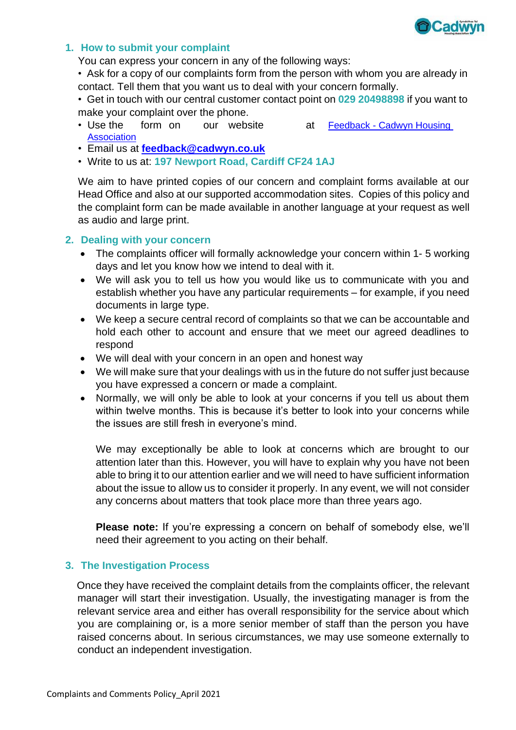## 1. How to submit your complaint

You can express your concern in any of the following ways:

- Ask for a copy of our complaints form from the person with whom you are already in contact. Tell them that you want us to deal with your concern formally.
- Get in touch with our central customer contact point on **029 20498898** if you want to make your complaint over the phone.
- Use the form on our website at [Feedback - Cadwyn Housing Association]
- Email us at **feedback@cadwyn.co.uk**
- Write to us at: **197 Newport Road, Cardiff CF24 1AJ**

We aim to have printed copies of our concern and complaint forms available at our Head Office and also at our supported accommodation sites. Copies of this policy and the complaint form can be made available in another language at your request as well as audio and large print.

## 2. Dealing with your concern

- The complaints officer will formally acknowledge your concern within 1- 5 working days and let you know how we intend to deal with it.
- We will ask you to tell us how you would like us to communicate with you and establish whether you have any particular requirements – for example, if you need documents in large type.
- We keep a secure central record of complaints so that we can be accountable and hold each other to account and ensure that we meet our agreed deadlines to respond
- We will deal with your concern in an open and honest way
- We will make sure that your dealings with us in the future do not suffer just because you have expressed a concern or made a complaint.
- Normally, we will only be able to look at your concerns if you tell us about them within twelve months. This is because it's better to look into your concerns while the issues are still fresh in everyone's mind.

  We may exceptionally be able to look at concerns which are brought to our attention later than this. However, you will have to explain why you have not been able to bring it to our attention earlier and we will need to have sufficient information about the issue to allow us to consider it properly. In any event, we will not consider any concerns about matters that took place more than three years ago.

  **Please note:** If you're expressing a concern on behalf of somebody else, we'll need their agreement to you acting on their behalf.

## 3. The Investigation Process

Once they have received the complaint details from the complaints officer, the relevant manager will start their investigation. Usually, the investigating manager is from the relevant service area and either has overall responsibility for the service about which you are complaining or, is a more senior member of staff than the person you have raised concerns about. In serious circumstances, we may use someone externally to conduct an independent investigation.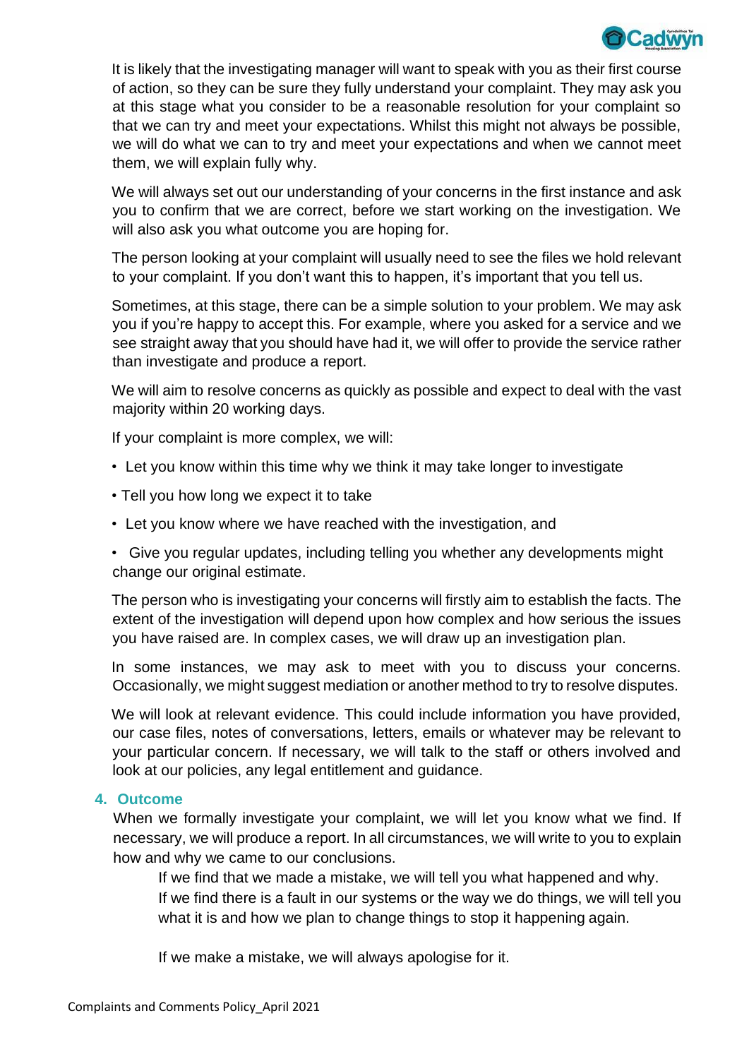It is likely that the investigating manager will want to speak with you as their first course of action, so they can be sure they fully understand your complaint. They may ask you at this stage what you consider to be a reasonable resolution for your complaint so that we can try and meet your expectations. Whilst this might not always be possible, we will do what we can to try and meet your expectations and when we cannot meet them, we will explain fully why.

We will always set out our understanding of your concerns in the first instance and ask you to confirm that we are correct, before we start working on the investigation. We will also ask you what outcome you are hoping for.

The person looking at your complaint will usually need to see the files we hold relevant to your complaint. If you don't want this to happen, it's important that you tell us.

Sometimes, at this stage, there can be a simple solution to your problem. We may ask you if you're happy to accept this. For example, where you asked for a service and we see straight away that you should have had it, we will offer to provide the service rather than investigate and produce a report.

We will aim to resolve concerns as quickly as possible and expect to deal with the vast majority within 20 working days.

If your complaint is more complex, we will:

- Let you know within this time why we think it may take longer to investigate
- Tell you how long we expect it to take
- Let you know where we have reached with the investigation, and
- Give you regular updates, including telling you whether any developments might change our original estimate.

The person who is investigating your concerns will firstly aim to establish the facts. The extent of the investigation will depend upon how complex and how serious the issues you have raised are. In complex cases, we will draw up an investigation plan.

In some instances, we may ask to meet with you to discuss your concerns. Occasionally, we might suggest mediation or another method to try to resolve disputes.

We will look at relevant evidence. This could include information you have provided, our case files, notes of conversations, letters, emails or whatever may be relevant to your particular concern. If necessary, we will talk to the staff or others involved and look at our policies, any legal entitlement and guidance.

## 4. Outcome

When we formally investigate your complaint, we will let you know what we find. If necessary, we will produce a report. In all circumstances, we will write to you to explain how and why we came to our conclusions.

If we find that we made a mistake, we will tell you what happened and why.
If we find there is a fault in our systems or the way we do things, we will tell you what it is and how we plan to change things to stop it happening again.

If we make a mistake, we will always apologise for it.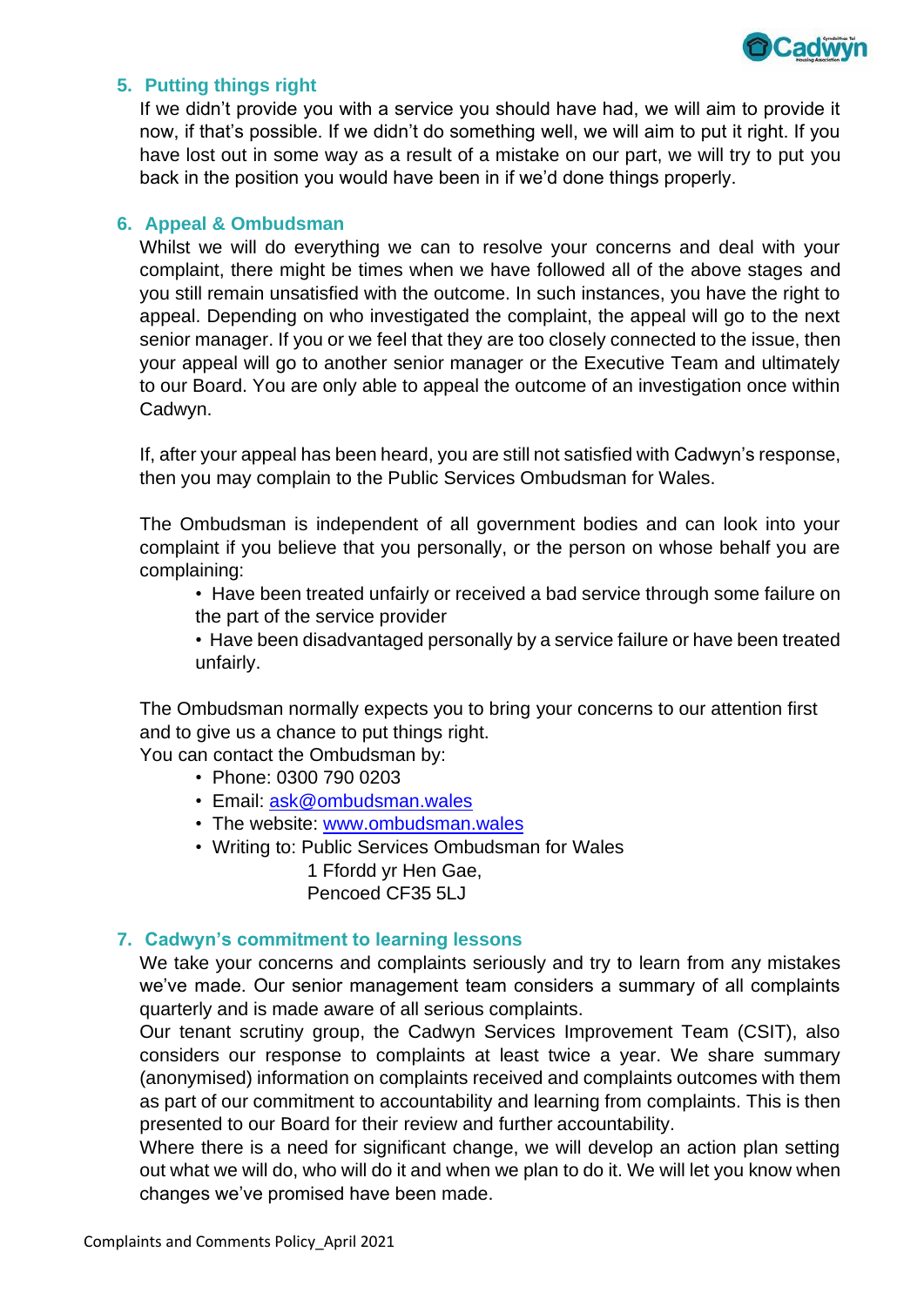## 5. Putting things right

If we didn't provide you with a service you should have had, we will aim to provide it now, if that's possible. If we didn't do something well, we will aim to put it right. If you have lost out in some way as a result of a mistake on our part, we will try to put you back in the position you would have been in if we'd done things properly.

## 6. Appeal & Ombudsman

Whilst we will do everything we can to resolve your concerns and deal with your complaint, there might be times when we have followed all of the above stages and you still remain unsatisfied with the outcome. In such instances, you have the right to appeal. Depending on who investigated the complaint, the appeal will go to the next senior manager. If you or we feel that they are too closely connected to the issue, then your appeal will go to another senior manager or the Executive Team and ultimately to our Board. You are only able to appeal the outcome of an investigation once within Cadwyn.

If, after your appeal has been heard, you are still not satisfied with Cadwyn's response, then you may complain to the Public Services Ombudsman for Wales.

The Ombudsman is independent of all government bodies and can look into your complaint if you believe that you personally, or the person on whose behalf you are complaining:

- Have been treated unfairly or received a bad service through some failure on the part of the service provider
- Have been disadvantaged personally by a service failure or have been treated unfairly.

The Ombudsman normally expects you to bring your concerns to our attention first and to give us a chance to put things right.
You can contact the Ombudsman by:

- Phone: 0300 790 0203
- Email: ask@ombudsman.wales
- The website: www.ombudsman.wales
- Writing to: Public Services Ombudsman for Wales
  1 Ffordd yr Hen Gae,
  Pencoed CF35 5LJ

## 7. Cadwyn's commitment to learning lessons

We take your concerns and complaints seriously and try to learn from any mistakes we've made. Our senior management team considers a summary of all complaints quarterly and is made aware of all serious complaints.
Our tenant scrutiny group, the Cadwyn Services Improvement Team (CSIT), also considers our response to complaints at least twice a year. We share summary (anonymised) information on complaints received and complaints outcomes with them as part of our commitment to accountability and learning from complaints. This is then presented to our Board for their review and further accountability.
Where there is a need for significant change, we will develop an action plan setting out what we will do, who will do it and when we plan to do it. We will let you know when changes we've promised have been made.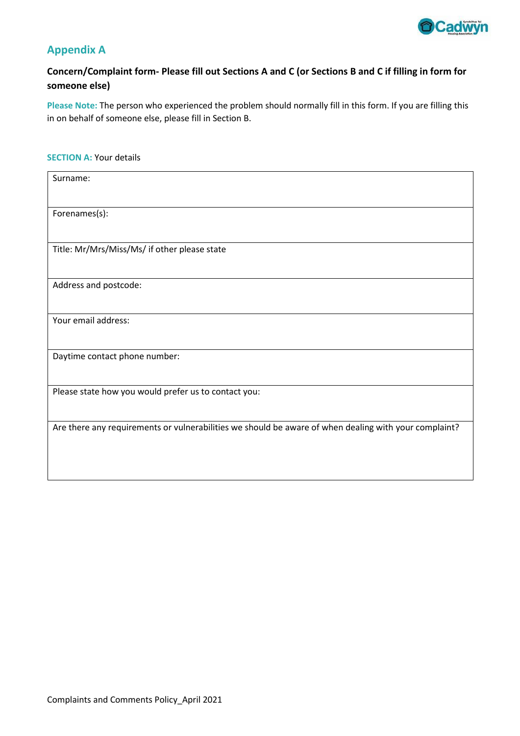## Appendix A

**Concern/Complaint form- Please fill out Sections A and C (or Sections B and C if filling in form for someone else)**

**Please Note:** The person who experienced the problem should normally fill in this form. If you are filling this in on behalf of someone else, please fill in Section B.

**SECTION A:** Your details

| Surname: |
|---|
| Forenames(s): |
| Title: Mr/Mrs/Miss/Ms/ if other please state |
| Address and postcode: |
| Your email address: |
| Daytime contact phone number: |
| Please state how you would prefer us to contact you: |
| Are there any requirements or vulnerabilities we should be aware of when dealing with your complaint? |

Complaints and Comments Policy_April 2021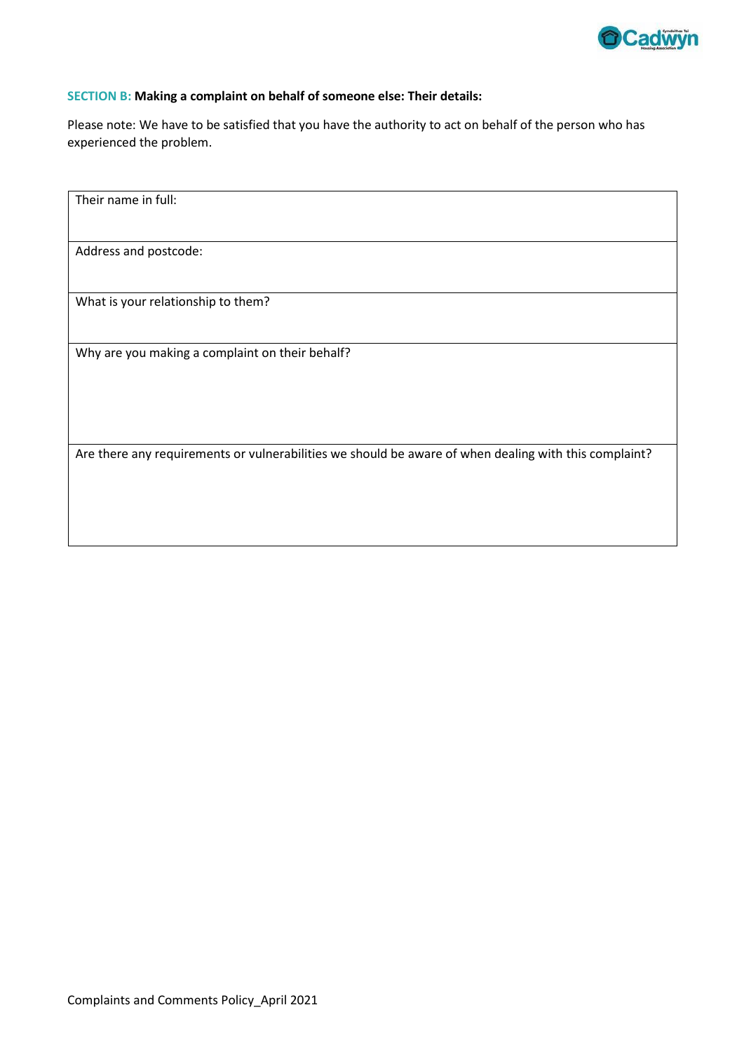**SECTION B: Making a complaint on behalf of someone else: Their details:**

Please note: We have to be satisfied that you have the authority to act on behalf of the person who has experienced the problem.

| Their name in full: |
|---|
| Address and postcode: |
| What is your relationship to them? |
| Why are you making a complaint on their behalf? |
| Are there any requirements or vulnerabilities we should be aware of when dealing with this complaint? |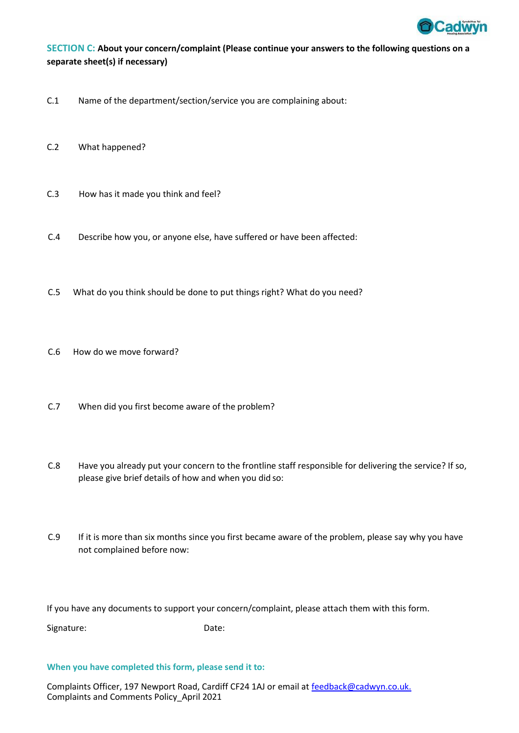**SECTION C: About your concern/complaint (Please continue your answers to the following questions on a separate sheet(s) if necessary)**

C.1 Name of the department/section/service you are complaining about:

C.2 What happened?

C.3 How has it made you think and feel?

C.4 Describe how you, or anyone else, have suffered or have been affected:

C.5 What do you think should be done to put things right? What do you need?

C.6 How do we move forward?

C.7 When did you first become aware of the problem?

C.8 Have you already put your concern to the frontline staff responsible for delivering the service? If so, please give brief details of how and when you did so:

C.9 If it is more than six months since you first became aware of the problem, please say why you have not complained before now:

If you have any documents to support your concern/complaint, please attach them with this form.

Signature: Date:

**When you have completed this form, please send it to:**

Complaints Officer, 197 Newport Road, Cardiff CF24 1AJ or email at feedback@cadwyn.co.uk.
Complaints and Comments Policy_April 2021